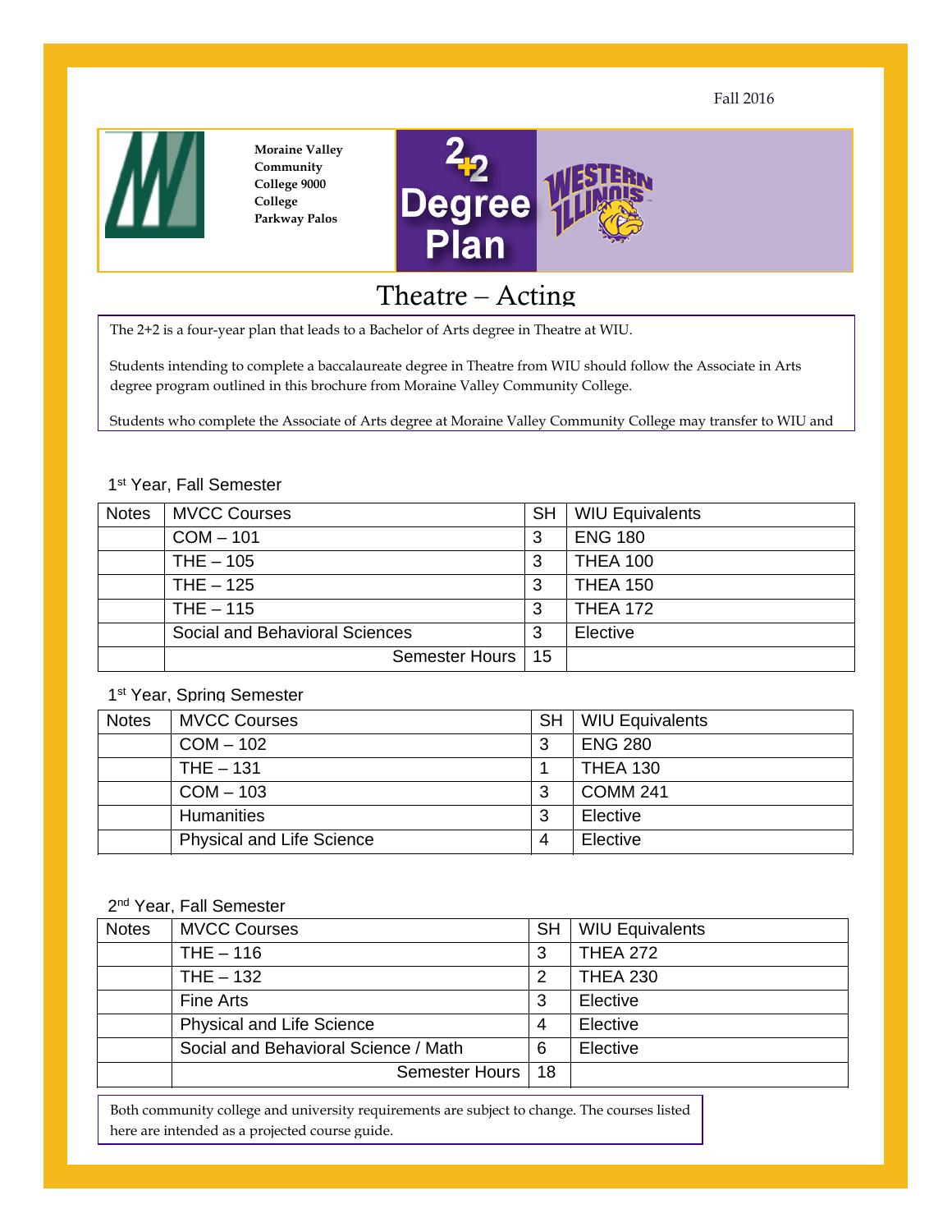Fall 2016

Moraine Valley Community College 9000 College Parkway Palos

2+2 Degree Plan

# Theatre – Acting

The 2+2 is a four-year plan that leads to a Bachelor of Arts degree in Theatre at WIU.

Students intending to complete a baccalaureate degree in Theatre from WIU should follow the Associate in Arts degree program outlined in this brochure from Moraine Valley Community College.

Students who complete the Associate of Arts degree at Moraine Valley Community College may transfer to WIU and

1st Year, Fall Semester

| Notes | MVCC Courses | SH | WIU Equivalents |
|---|---|---|---|
| | COM – 101 | 3 | ENG 180 |
| | THE – 105 | 3 | THEA 100 |
| | THE – 125 | 3 | THEA 150 |
| | THE – 115 | 3 | THEA 172 |
| | Social and Behavioral Sciences | 3 | Elective |
| | Semester Hours | 15 | |

1st Year, Spring Semester

| Notes | MVCC Courses | SH | WIU Equivalents |
|---|---|---|---|
| | COM – 102 | 3 | ENG 280 |
| | THE – 131 | 1 | THEA 130 |
| | COM – 103 | 3 | COMM 241 |
| | Humanities | 3 | Elective |
| | Physical and Life Science | 4 | Elective |

2nd Year, Fall Semester

| Notes | MVCC Courses | SH | WIU Equivalents |
|---|---|---|---|
| | THE – 116 | 3 | THEA 272 |
| | THE – 132 | 2 | THEA 230 |
| | Fine Arts | 3 | Elective |
| | Physical and Life Science | 4 | Elective |
| | Social and Behavioral Science / Math | 6 | Elective |
| | Semester Hours | 18 | |

Both community college and university requirements are subject to change. The courses listed here are intended as a projected course guide.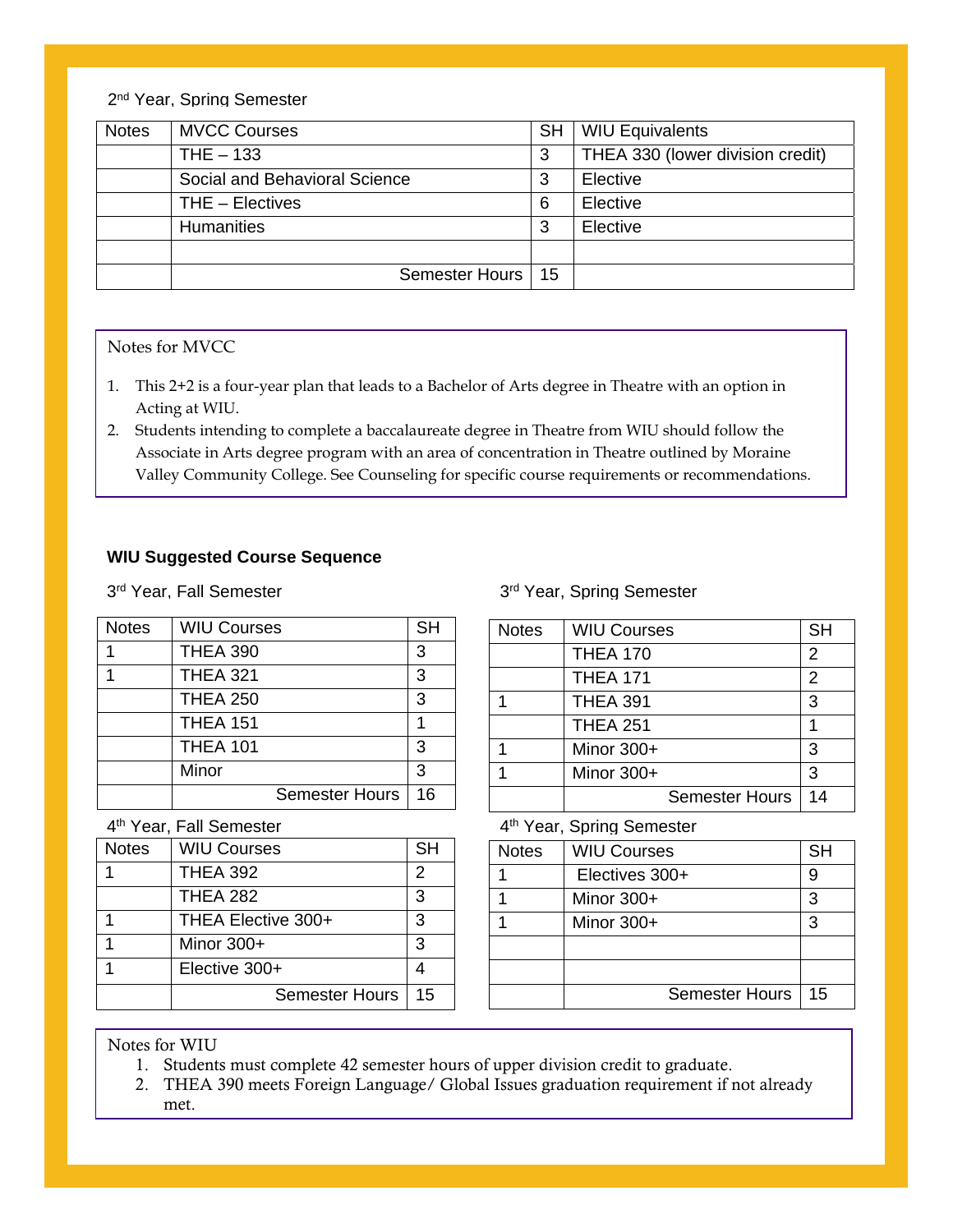2nd Year, Spring Semester

| Notes | MVCC Courses | SH | WIU Equivalents |
|---|---|---|---|
| | THE – 133 | 3 | THEA 330 (lower division credit) |
| | Social and Behavioral Science | 3 | Elective |
| | THE – Electives | 6 | Elective |
| | Humanities | 3 | Elective |
| | | | |
| | Semester Hours | 15 | |

Notes for MVCC

1. This 2+2 is a four-year plan that leads to a Bachelor of Arts degree in Theatre with an option in Acting at WIU.
2. Students intending to complete a baccalaureate degree in Theatre from WIU should follow the Associate in Arts degree program with an area of concentration in Theatre outlined by Moraine Valley Community College. See Counseling for specific course requirements or recommendations.

**WIU Suggested Course Sequence**

3rd Year, Fall Semester

| Notes | WIU Courses | SH |
|---|---|---|
| 1 | THEA 390 | 3 |
| 1 | THEA 321 | 3 |
| | THEA 250 | 3 |
| | THEA 151 | 1 |
| | THEA 101 | 3 |
| | Minor | 3 |
| | Semester Hours | 16 |

3rd Year, Spring Semester

| Notes | WIU Courses | SH |
|---|---|---|
| | THEA 170 | 2 |
| | THEA 171 | 2 |
| 1 | THEA 391 | 3 |
| | THEA 251 | 1 |
| 1 | Minor 300+ | 3 |
| 1 | Minor 300+ | 3 |
| | Semester Hours | 14 |

4th Year, Fall Semester

| Notes | WIU Courses | SH |
|---|---|---|
| 1 | THEA 392 | 2 |
| | THEA 282 | 3 |
| 1 | THEA Elective 300+ | 3 |
| 1 | Minor 300+ | 3 |
| 1 | Elective 300+ | 4 |
| | Semester Hours | 15 |

4th Year, Spring Semester

| Notes | WIU Courses | SH |
|---|---|---|
| 1 | Electives 300+ | 9 |
| 1 | Minor 300+ | 3 |
| 1 | Minor 300+ | 3 |
| | | |
| | | |
| | Semester Hours | 15 |

Notes for WIU

1. Students must complete 42 semester hours of upper division credit to graduate.
2. THEA 390 meets Foreign Language/ Global Issues graduation requirement if not already met.